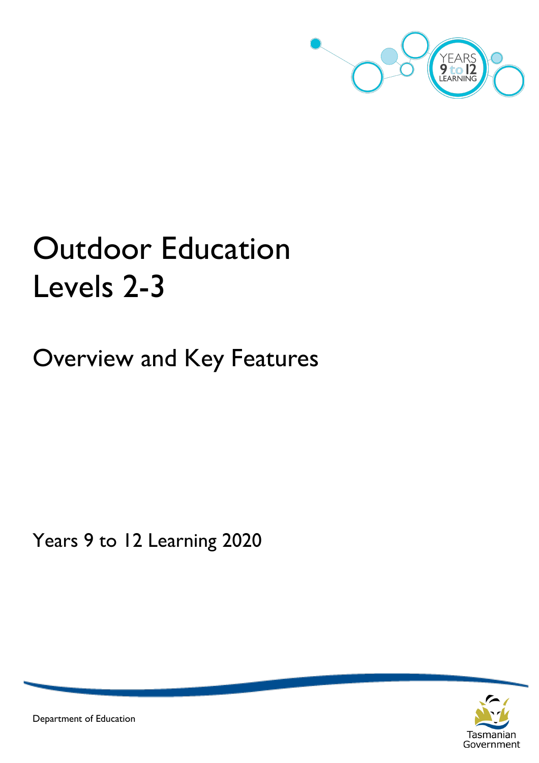# Outdoor Education Levels 2-3

## Overview and Key Features

Years 9 to 12 Learning 2020

Department of Education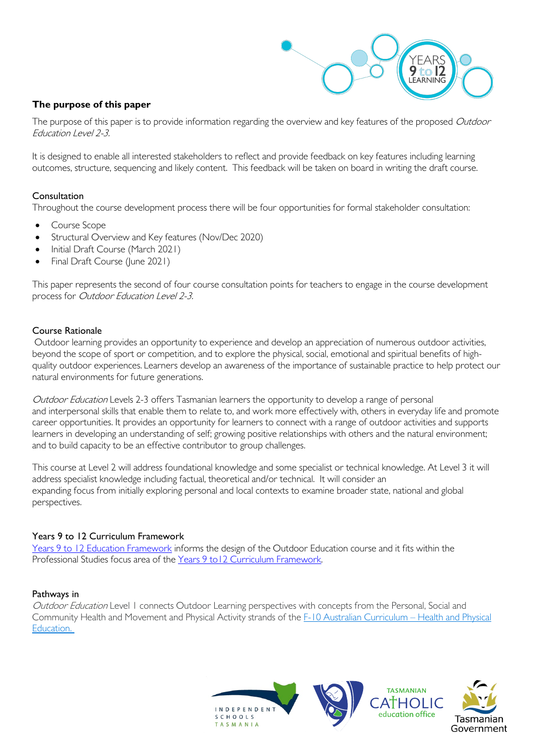### The purpose of this paper

The purpose of this paper is to provide information regarding the overview and key features of the proposed *Outdoor Education Level 2-3*.

It is designed to enable all interested stakeholders to reflect and provide feedback on key features including learning outcomes, structure, sequencing and likely content. This feedback will be taken on board in writing the draft course.

#### Consultation

Throughout the course development process there will be four opportunities for formal stakeholder consultation:

- Course Scope
- Structural Overview and Key features (Nov/Dec 2020)
- Initial Draft Course (March 2021)
- Final Draft Course (June 2021)

This paper represents the second of four course consultation points for teachers to engage in the course development process for *Outdoor Education Level 2-3.*

#### Course Rationale

Outdoor learning provides an opportunity to experience and develop an appreciation of numerous outdoor activities, beyond the scope of sport or competition, and to explore the physical, social, emotional and spiritual benefits of high-quality outdoor experiences. Learners develop an awareness of the importance of sustainable practice to help protect our natural environments for future generations.

*Outdoor Education* Levels 2-3 offers Tasmanian learners the opportunity to develop a range of personal and interpersonal skills that enable them to relate to, and work more effectively with, others in everyday life and promote career opportunities. It provides an opportunity for learners to connect with a range of outdoor activities and supports learners in developing an understanding of self; growing positive relationships with others and the natural environment; and to build capacity to be an effective contributor to group challenges.

This course at Level 2 will address foundational knowledge and some specialist or technical knowledge. At Level 3 it will address specialist knowledge including factual, theoretical and/or technical. It will consider an expanding focus from initially exploring personal and local contexts to examine broader state, national and global perspectives.

#### Years 9 to 12 Curriculum Framework

[Years 9 to 12 Education Framework](#) informs the design of the Outdoor Education course and it fits within the Professional Studies focus area of the [Years 9 to12 Curriculum Framework](#).

#### Pathways in

*Outdoor Education* Level 1 connects Outdoor Learning perspectives with concepts from the Personal, Social and Community Health and Movement and Physical Activity strands of the [F-10 Australian Curriculum – Health and Physical Education.](#)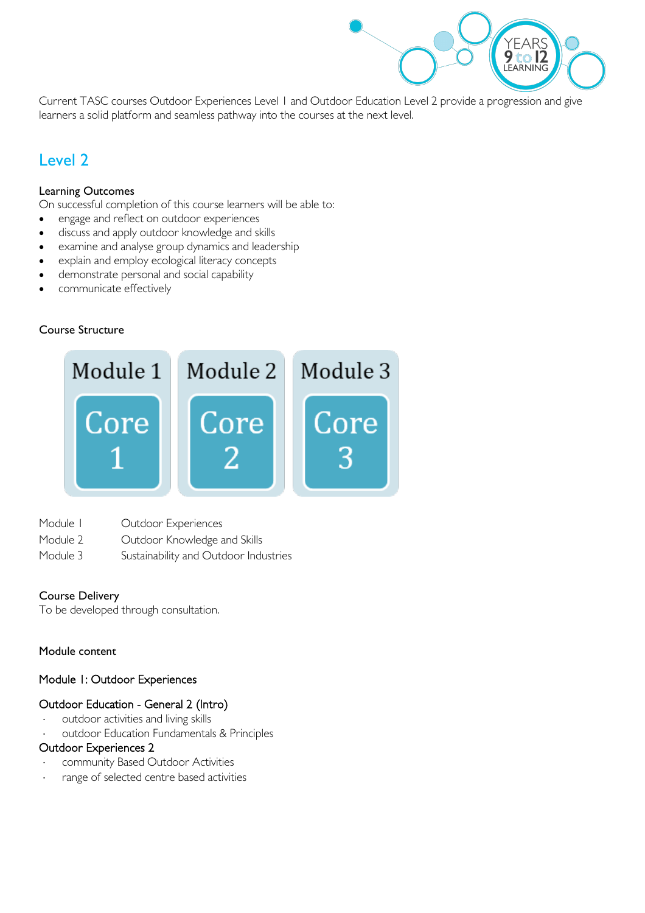Current TASC courses Outdoor Experiences Level 1 and Outdoor Education Level 2 provide a progression and give learners a solid platform and seamless pathway into the courses at the next level.

## Level 2

### Learning Outcomes

On successful completion of this course learners will be able to:

- engage and reflect on outdoor experiences
- discuss and apply outdoor knowledge and skills
- examine and analyse group dynamics and leadership
- explain and employ ecological literacy concepts
- demonstrate personal and social capability
- communicate effectively

### Course Structure

| Module 1 | Module 2 | Module 3 |
|---|---|---|
| Core 1 | Core 2 | Core 3 |

| | |
|---|---|
| Module 1 | Outdoor Experiences |
| Module 2 | Outdoor Knowledge and Skills |
| Module 3 | Sustainability and Outdoor Industries |

### Course Delivery

To be developed through consultation.

### Module content

#### Module 1: Outdoor Experiences

**Outdoor Education - General 2 (Intro)**

- outdoor activities and living skills
- outdoor Education Fundamentals & Principles

**Outdoor Experiences 2**

- community Based Outdoor Activities
- range of selected centre based activities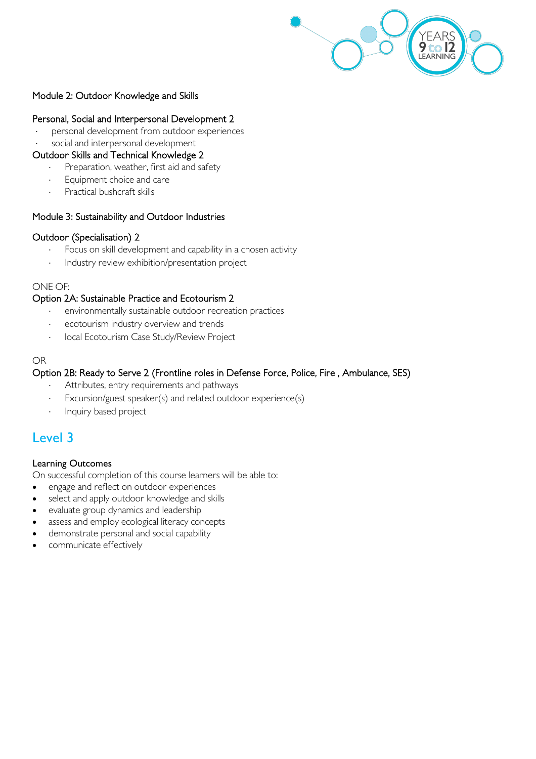Module 2: Outdoor Knowledge and Skills

Personal, Social and Interpersonal Development 2

- personal development from outdoor experiences
- social and interpersonal development

Outdoor Skills and Technical Knowledge 2

- Preparation, weather, first aid and safety
- Equipment choice and care
- Practical bushcraft skills

Module 3: Sustainability and Outdoor Industries

Outdoor (Specialisation) 2

- Focus on skill development and capability in a chosen activity
- Industry review exhibition/presentation project

ONE OF:

Option 2A: Sustainable Practice and Ecotourism 2

- environmentally sustainable outdoor recreation practices
- ecotourism industry overview and trends
- local Ecotourism Case Study/Review Project

OR

Option 2B: Ready to Serve 2 (Frontline roles in Defense Force, Police, Fire , Ambulance, SES)

- Attributes, entry requirements and pathways
- Excursion/guest speaker(s) and related outdoor experience(s)
- Inquiry based project

## Level 3

Learning Outcomes

On successful completion of this course learners will be able to:

- engage and reflect on outdoor experiences
- select and apply outdoor knowledge and skills
- evaluate group dynamics and leadership
- assess and employ ecological literacy concepts
- demonstrate personal and social capability
- communicate effectively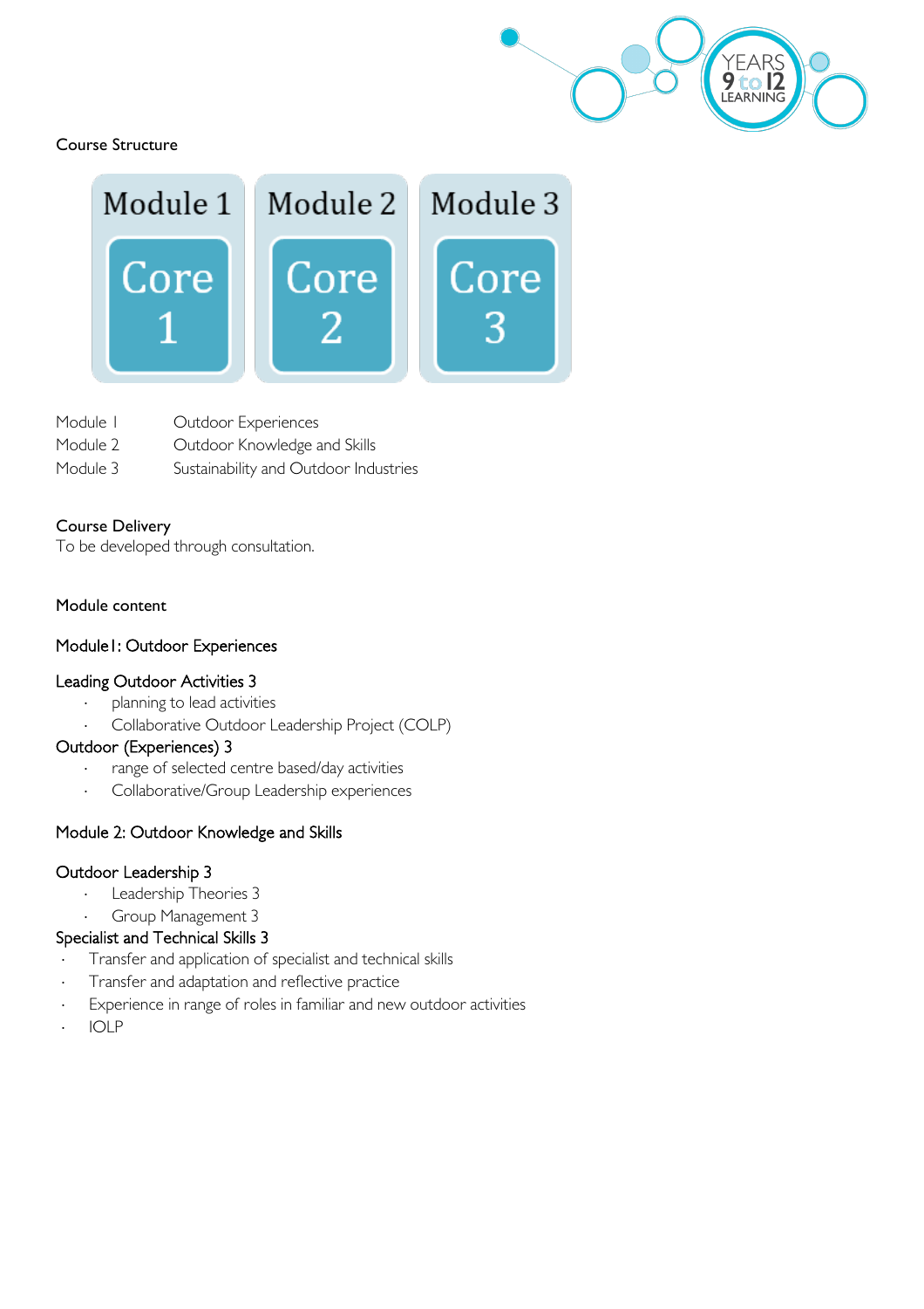Course Structure

| Module 1 | Module 2 | Module 3 |
|---|---|---|
| Core 1 | Core 2 | Core 3 |

| | |
|---|---|
| Module 1 | Outdoor Experiences |
| Module 2 | Outdoor Knowledge and Skills |
| Module 3 | Sustainability and Outdoor Industries |

## Course Delivery

To be developed through consultation.

## Module content

### Module1: Outdoor Experiences

**Leading Outdoor Activities 3**

- planning to lead activities
- Collaborative Outdoor Leadership Project (COLP)

**Outdoor (Experiences) 3**

- range of selected centre based/day activities
- Collaborative/Group Leadership experiences

### Module 2: Outdoor Knowledge and Skills

**Outdoor Leadership 3**

- Leadership Theories 3
- Group Management 3

**Specialist and Technical Skills 3**

- Transfer and application of specialist and technical skills
- Transfer and adaptation and reflective practice
- Experience in range of roles in familiar and new outdoor activities
- IOLP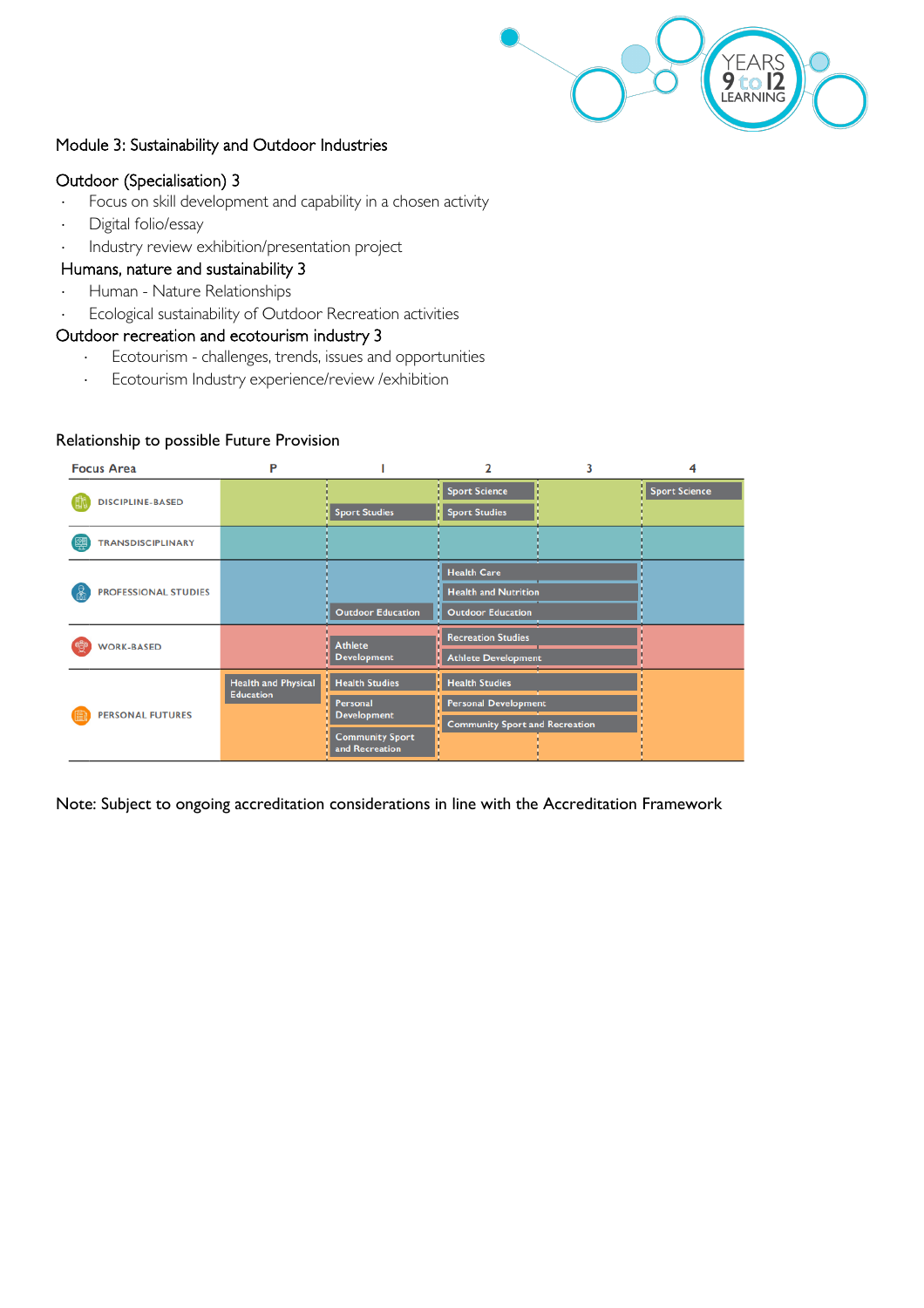Module 3: Sustainability and Outdoor Industries

Outdoor (Specialisation) 3

- Focus on skill development and capability in a chosen activity
- Digital folio/essay
- Industry review exhibition/presentation project

Humans, nature and sustainability 3

- Human - Nature Relationships
- Ecological sustainability of Outdoor Recreation activities

Outdoor recreation and ecotourism industry 3

- Ecotourism - challenges, trends, issues and opportunities
- Ecotourism Industry experience/review /exhibition

Relationship to possible Future Provision

| Focus Area | P | 1 | 2 | 3 | 4 |
|---|---|---|---|---|---|
| DISCIPLINE-BASED | | Sport Studies | Sport Science<br>Sport Studies | | Sport Science |
| TRANSDISCIPLINARY | | | | | |
| PROFESSIONAL STUDIES | | Outdoor Education | Health Care<br>Health and Nutrition<br>Outdoor Education | | |
| WORK-BASED | | Athlete Development | Recreation Studies<br>Athlete Development | | |
| PERSONAL FUTURES | Health and Physical Education | Health Studies<br>Personal Development<br>Community Sport and Recreation | Health Studies<br>Personal Development<br>Community Sport and Recreation | | |

Note: Subject to ongoing accreditation considerations in line with the Accreditation Framework